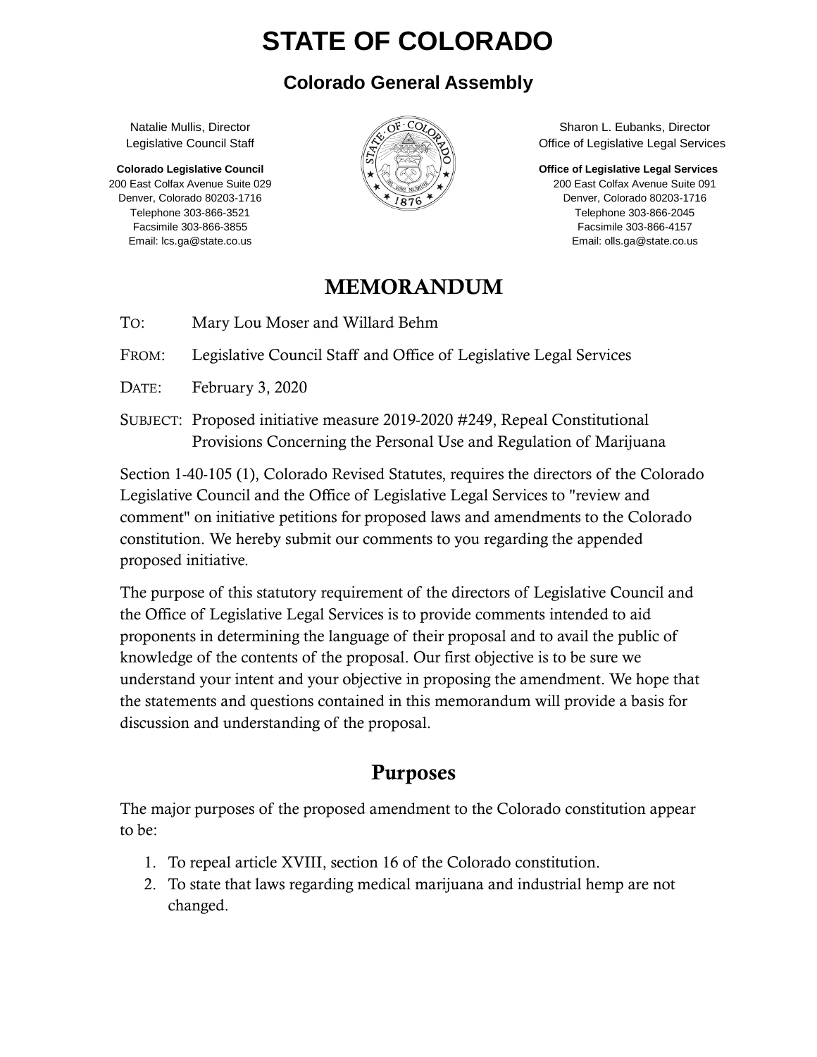# STATE OF COLORADO

## Colorado General Assembly

Natalie Mullis, Director
Legislative Council Staff

**Colorado Legislative Council**
200 East Colfax Avenue Suite 029
Denver, Colorado 80203-1716
Telephone 303-866-3521
Facsimile 303-866-3855
Email: lcs.ga@state.co.us

Sharon L. Eubanks, Director
Office of Legislative Legal Services

**Office of Legislative Legal Services**
200 East Colfax Avenue Suite 091
Denver, Colorado 80203-1716
Telephone 303-866-2045
Facsimile 303-866-4157
Email: olls.ga@state.co.us

## MEMORANDUM

TO: Mary Lou Moser and Willard Behm

FROM: Legislative Council Staff and Office of Legislative Legal Services

DATE: February 3, 2020

SUBJECT: Proposed initiative measure 2019-2020 #249, Repeal Constitutional Provisions Concerning the Personal Use and Regulation of Marijuana

Section 1-40-105 (1), Colorado Revised Statutes, requires the directors of the Colorado Legislative Council and the Office of Legislative Legal Services to "review and comment" on initiative petitions for proposed laws and amendments to the Colorado constitution. We hereby submit our comments to you regarding the appended proposed initiative.

The purpose of this statutory requirement of the directors of Legislative Council and the Office of Legislative Legal Services is to provide comments intended to aid proponents in determining the language of their proposal and to avail the public of knowledge of the contents of the proposal. Our first objective is to be sure we understand your intent and your objective in proposing the amendment. We hope that the statements and questions contained in this memorandum will provide a basis for discussion and understanding of the proposal.

## Purposes

The major purposes of the proposed amendment to the Colorado constitution appear to be:

1. To repeal article XVIII, section 16 of the Colorado constitution.
2. To state that laws regarding medical marijuana and industrial hemp are not changed.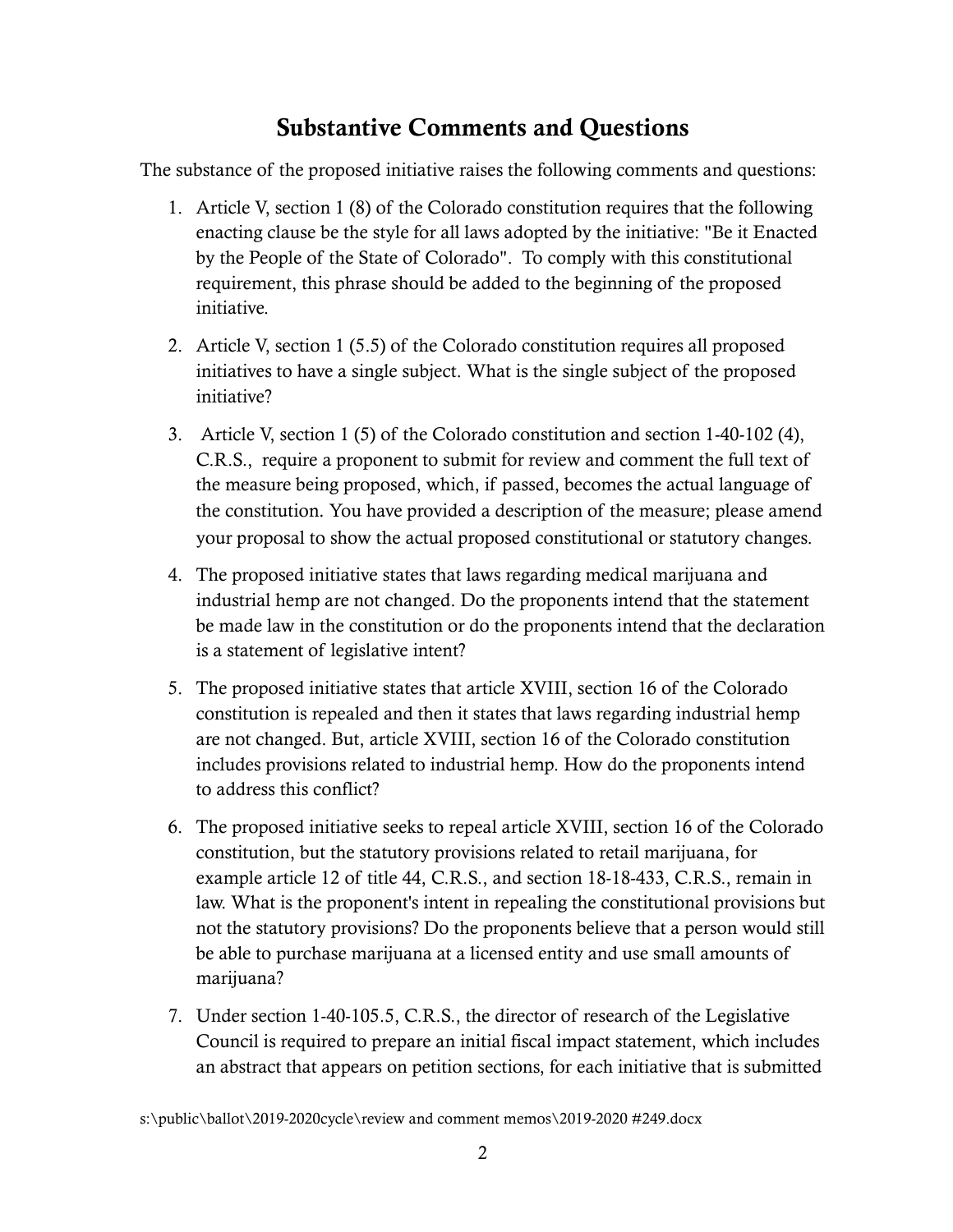## Substantive Comments and Questions

The substance of the proposed initiative raises the following comments and questions:

1. Article V, section 1 (8) of the Colorado constitution requires that the following enacting clause be the style for all laws adopted by the initiative: "Be it Enacted by the People of the State of Colorado". To comply with this constitutional requirement, this phrase should be added to the beginning of the proposed initiative.
2. Article V, section 1 (5.5) of the Colorado constitution requires all proposed initiatives to have a single subject. What is the single subject of the proposed initiative?
3. Article V, section 1 (5) of the Colorado constitution and section 1-40-102 (4), C.R.S., require a proponent to submit for review and comment the full text of the measure being proposed, which, if passed, becomes the actual language of the constitution. You have provided a description of the measure; please amend your proposal to show the actual proposed constitutional or statutory changes.
4. The proposed initiative states that laws regarding medical marijuana and industrial hemp are not changed. Do the proponents intend that the statement be made law in the constitution or do the proponents intend that the declaration is a statement of legislative intent?
5. The proposed initiative states that article XVIII, section 16 of the Colorado constitution is repealed and then it states that laws regarding industrial hemp are not changed. But, article XVIII, section 16 of the Colorado constitution includes provisions related to industrial hemp. How do the proponents intend to address this conflict?
6. The proposed initiative seeks to repeal article XVIII, section 16 of the Colorado constitution, but the statutory provisions related to retail marijuana, for example article 12 of title 44, C.R.S., and section 18-18-433, C.R.S., remain in law. What is the proponent's intent in repealing the constitutional provisions but not the statutory provisions? Do the proponents believe that a person would still be able to purchase marijuana at a licensed entity and use small amounts of marijuana?
7. Under section 1-40-105.5, C.R.S., the director of research of the Legislative Council is required to prepare an initial fiscal impact statement, which includes an abstract that appears on petition sections, for each initiative that is submitted

s:\public\ballot\2019-2020cycle\review and comment memos\2019-2020 #249.docx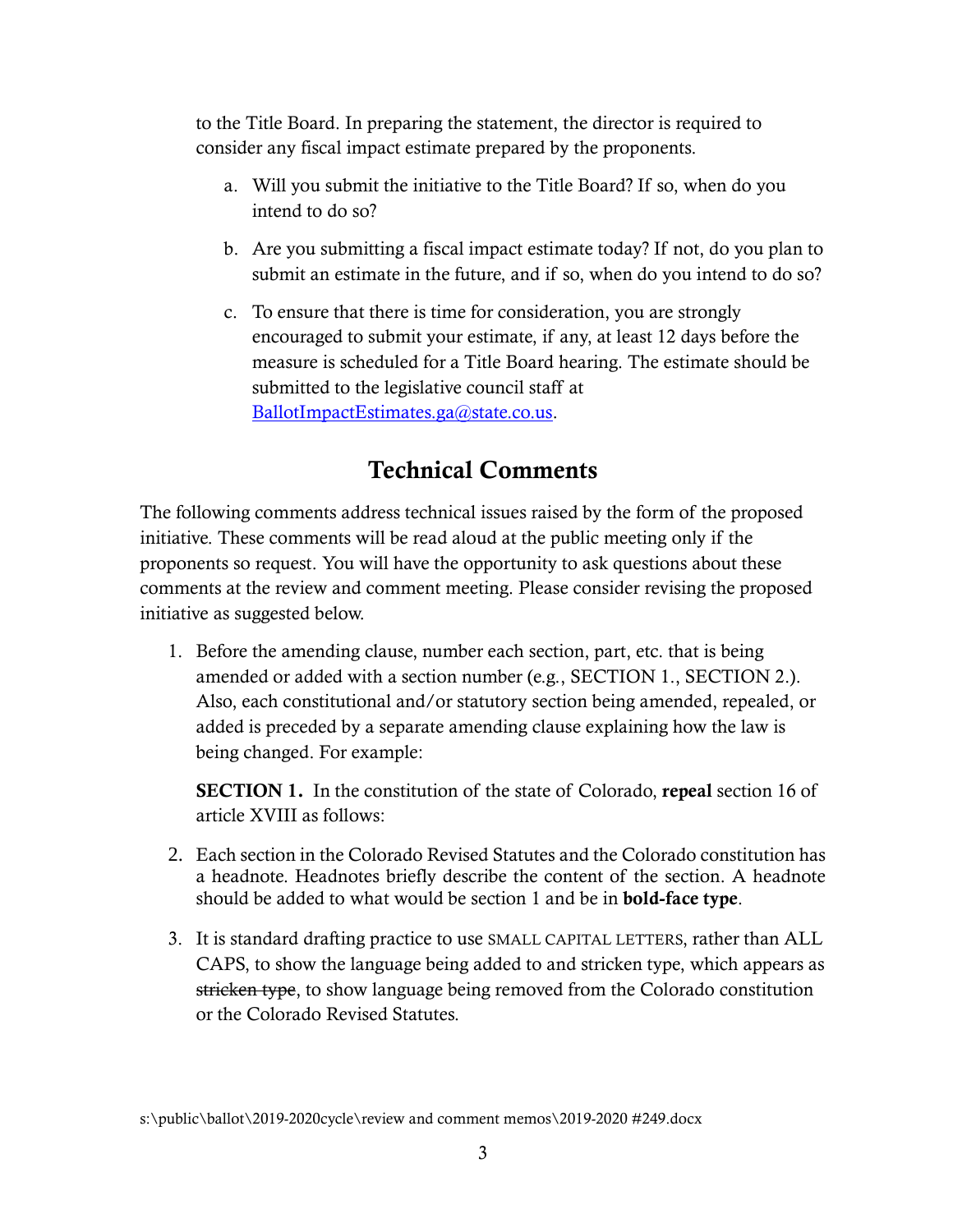to the Title Board. In preparing the statement, the director is required to consider any fiscal impact estimate prepared by the proponents.

a. Will you submit the initiative to the Title Board? If so, when do you intend to do so?

b. Are you submitting a fiscal impact estimate today? If not, do you plan to submit an estimate in the future, and if so, when do you intend to do so?

c. To ensure that there is time for consideration, you are strongly encouraged to submit your estimate, if any, at least 12 days before the measure is scheduled for a Title Board hearing. The estimate should be submitted to the legislative council staff at BallotImpactEstimates.ga@state.co.us.

## Technical Comments

The following comments address technical issues raised by the form of the proposed initiative. These comments will be read aloud at the public meeting only if the proponents so request. You will have the opportunity to ask questions about these comments at the review and comment meeting. Please consider revising the proposed initiative as suggested below.

1. Before the amending clause, number each section, part, etc. that is being amended or added with a section number (e.g., SECTION 1., SECTION 2.). Also, each constitutional and/or statutory section being amended, repealed, or added is preceded by a separate amending clause explaining how the law is being changed. For example:

   **SECTION 1.** In the constitution of the state of Colorado, **repeal** section 16 of article XVIII as follows:

2. Each section in the Colorado Revised Statutes and the Colorado constitution has a headnote. Headnotes briefly describe the content of the section. A headnote should be added to what would be section 1 and be in **bold-face type**.

3. It is standard drafting practice to use SMALL CAPITAL LETTERS, rather than ALL CAPS, to show the language being added to and stricken type, which appears as ~~stricken type~~, to show language being removed from the Colorado constitution or the Colorado Revised Statutes.

s:\public\ballot\2019-2020cycle\review and comment memos\2019-2020 #249.docx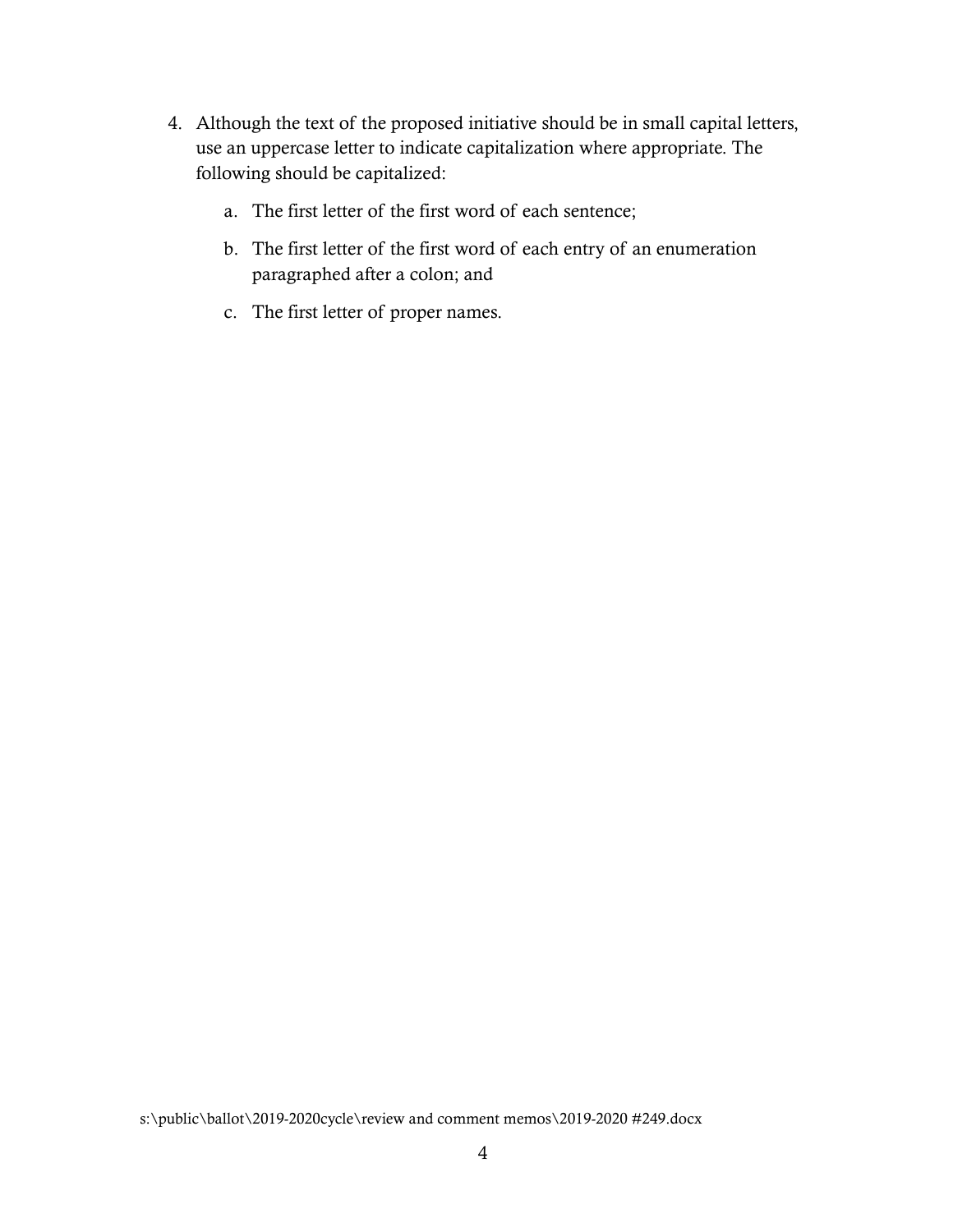4. Although the text of the proposed initiative should be in small capital letters, use an uppercase letter to indicate capitalization where appropriate. The following should be capitalized:

    a. The first letter of the first word of each sentence;

    b. The first letter of the first word of each entry of an enumeration paragraphed after a colon; and

    c. The first letter of proper names.